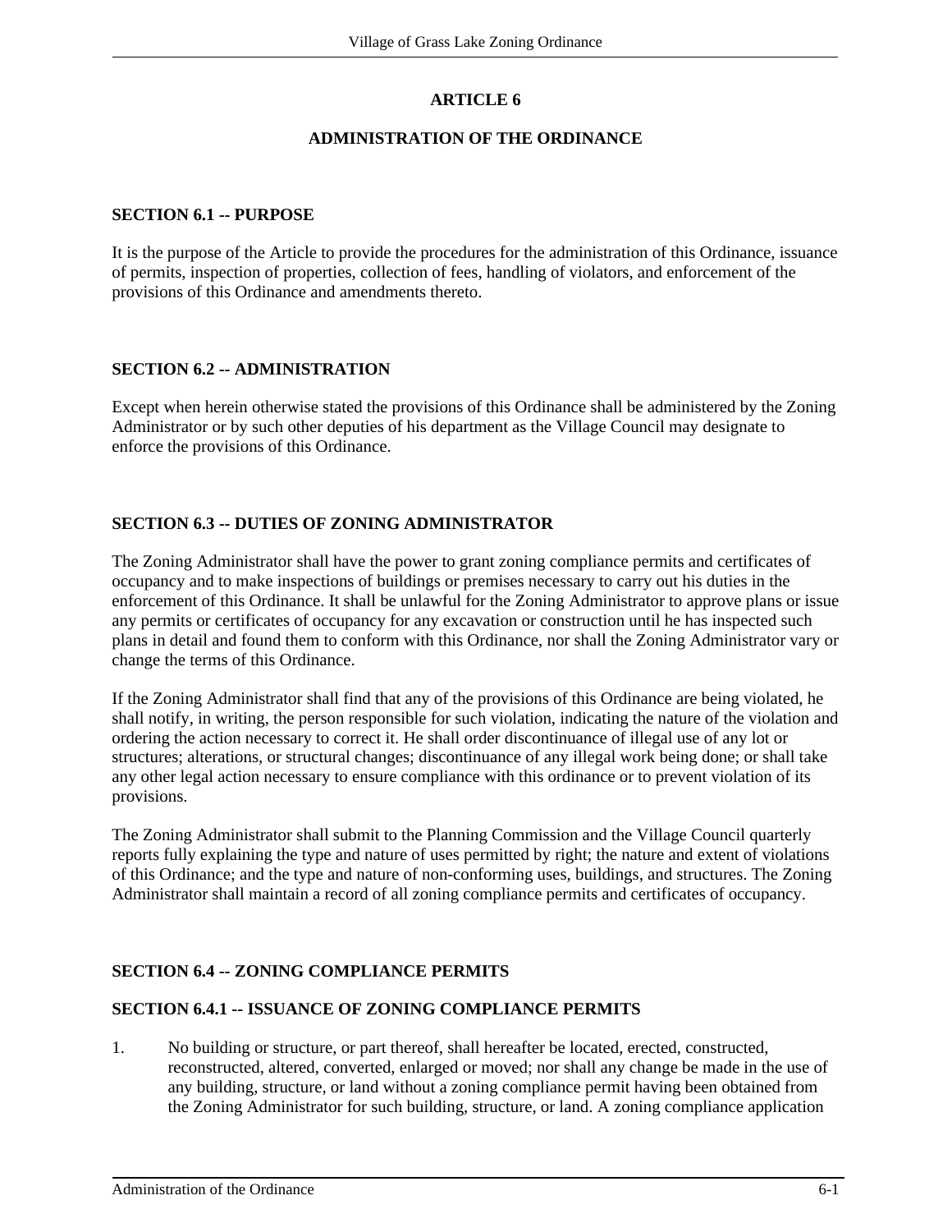# ARTICLE 6

## ADMINISTRATION OF THE ORDINANCE

### SECTION 6.1 -- PURPOSE

It is the purpose of the Article to provide the procedures for the administration of this Ordinance, issuance of permits, inspection of properties, collection of fees, handling of violators, and enforcement of the provisions of this Ordinance and amendments thereto.

### SECTION 6.2 -- ADMINISTRATION

Except when herein otherwise stated the provisions of this Ordinance shall be administered by the Zoning Administrator or by such other deputies of his department as the Village Council may designate to enforce the provisions of this Ordinance.

### SECTION 6.3 -- DUTIES OF ZONING ADMINISTRATOR

The Zoning Administrator shall have the power to grant zoning compliance permits and certificates of occupancy and to make inspections of buildings or premises necessary to carry out his duties in the enforcement of this Ordinance. It shall be unlawful for the Zoning Administrator to approve plans or issue any permits or certificates of occupancy for any excavation or construction until he has inspected such plans in detail and found them to conform with this Ordinance, nor shall the Zoning Administrator vary or change the terms of this Ordinance.

If the Zoning Administrator shall find that any of the provisions of this Ordinance are being violated, he shall notify, in writing, the person responsible for such violation, indicating the nature of the violation and ordering the action necessary to correct it. He shall order discontinuance of illegal use of any lot or structures; alterations, or structural changes; discontinuance of any illegal work being done; or shall take any other legal action necessary to ensure compliance with this ordinance or to prevent violation of its provisions.

The Zoning Administrator shall submit to the Planning Commission and the Village Council quarterly reports fully explaining the type and nature of uses permitted by right; the nature and extent of violations of this Ordinance; and the type and nature of non-conforming uses, buildings, and structures. The Zoning Administrator shall maintain a record of all zoning compliance permits and certificates of occupancy.

### SECTION 6.4 -- ZONING COMPLIANCE PERMITS

### SECTION 6.4.1 -- ISSUANCE OF ZONING COMPLIANCE PERMITS

1. No building or structure, or part thereof, shall hereafter be located, erected, constructed, reconstructed, altered, converted, enlarged or moved; nor shall any change be made in the use of any building, structure, or land without a zoning compliance permit having been obtained from the Zoning Administrator for such building, structure, or land. A zoning compliance application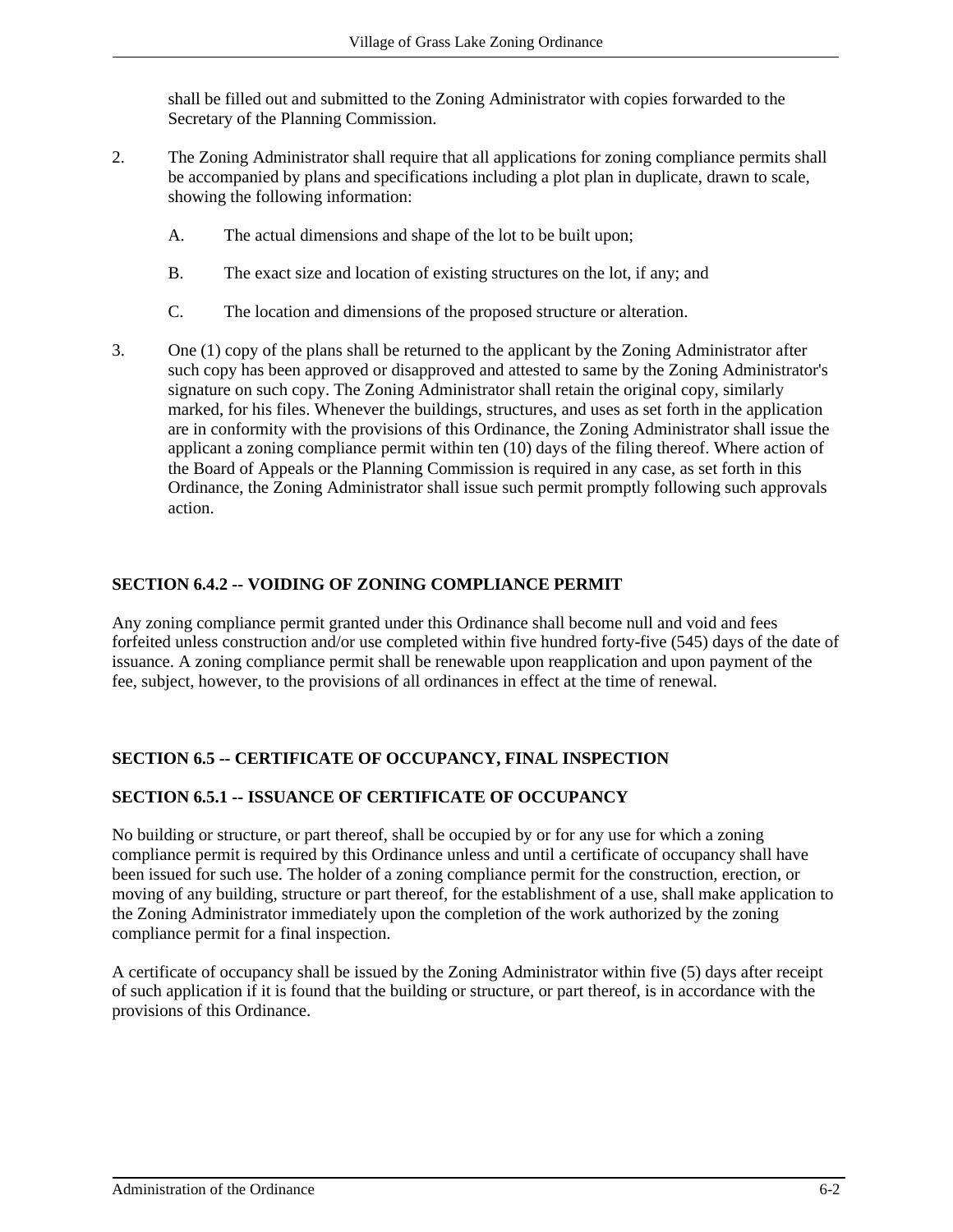shall be filled out and submitted to the Zoning Administrator with copies forwarded to the Secretary of the Planning Commission.

2. The Zoning Administrator shall require that all applications for zoning compliance permits shall be accompanied by plans and specifications including a plot plan in duplicate, drawn to scale, showing the following information:

   A. The actual dimensions and shape of the lot to be built upon;

   B. The exact size and location of existing structures on the lot, if any; and

   C. The location and dimensions of the proposed structure or alteration.

3. One (1) copy of the plans shall be returned to the applicant by the Zoning Administrator after such copy has been approved or disapproved and attested to same by the Zoning Administrator's signature on such copy. The Zoning Administrator shall retain the original copy, similarly marked, for his files. Whenever the buildings, structures, and uses as set forth in the application are in conformity with the provisions of this Ordinance, the Zoning Administrator shall issue the applicant a zoning compliance permit within ten (10) days of the filing thereof. Where action of the Board of Appeals or the Planning Commission is required in any case, as set forth in this Ordinance, the Zoning Administrator shall issue such permit promptly following such approvals action.

## SECTION 6.4.2 -- VOIDING OF ZONING COMPLIANCE PERMIT

Any zoning compliance permit granted under this Ordinance shall become null and void and fees forfeited unless construction and/or use completed within five hundred forty-five (545) days of the date of issuance. A zoning compliance permit shall be renewable upon reapplication and upon payment of the fee, subject, however, to the provisions of all ordinances in effect at the time of renewal.

## SECTION 6.5 -- CERTIFICATE OF OCCUPANCY, FINAL INSPECTION

### SECTION 6.5.1 -- ISSUANCE OF CERTIFICATE OF OCCUPANCY

No building or structure, or part thereof, shall be occupied by or for any use for which a zoning compliance permit is required by this Ordinance unless and until a certificate of occupancy shall have been issued for such use. The holder of a zoning compliance permit for the construction, erection, or moving of any building, structure or part thereof, for the establishment of a use, shall make application to the Zoning Administrator immediately upon the completion of the work authorized by the zoning compliance permit for a final inspection.

A certificate of occupancy shall be issued by the Zoning Administrator within five (5) days after receipt of such application if it is found that the building or structure, or part thereof, is in accordance with the provisions of this Ordinance.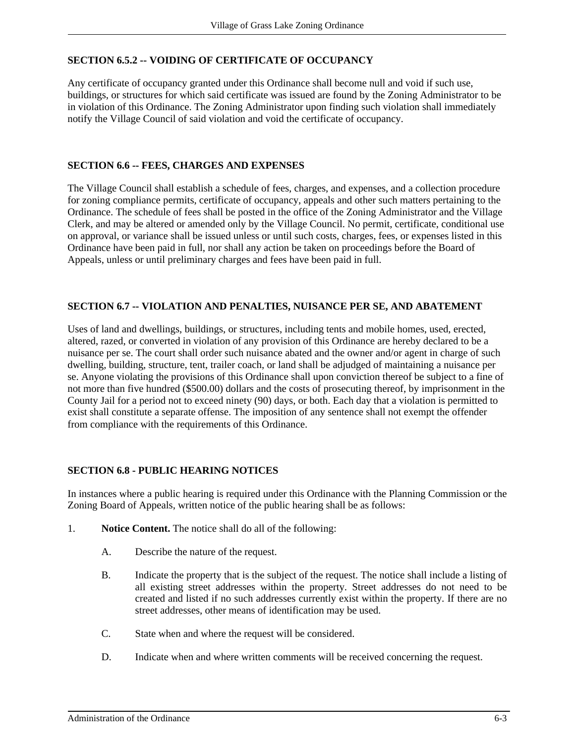### SECTION 6.5.2 -- VOIDING OF CERTIFICATE OF OCCUPANCY

Any certificate of occupancy granted under this Ordinance shall become null and void if such use, buildings, or structures for which said certificate was issued are found by the Zoning Administrator to be in violation of this Ordinance. The Zoning Administrator upon finding such violation shall immediately notify the Village Council of said violation and void the certificate of occupancy.

### SECTION 6.6 -- FEES, CHARGES AND EXPENSES

The Village Council shall establish a schedule of fees, charges, and expenses, and a collection procedure for zoning compliance permits, certificate of occupancy, appeals and other such matters pertaining to the Ordinance. The schedule of fees shall be posted in the office of the Zoning Administrator and the Village Clerk, and may be altered or amended only by the Village Council. No permit, certificate, conditional use on approval, or variance shall be issued unless or until such costs, charges, fees, or expenses listed in this Ordinance have been paid in full, nor shall any action be taken on proceedings before the Board of Appeals, unless or until preliminary charges and fees have been paid in full.

### SECTION 6.7 -- VIOLATION AND PENALTIES, NUISANCE PER SE, AND ABATEMENT

Uses of land and dwellings, buildings, or structures, including tents and mobile homes, used, erected, altered, razed, or converted in violation of any provision of this Ordinance are hereby declared to be a nuisance per se. The court shall order such nuisance abated and the owner and/or agent in charge of such dwelling, building, structure, tent, trailer coach, or land shall be adjudged of maintaining a nuisance per se. Anyone violating the provisions of this Ordinance shall upon conviction thereof be subject to a fine of not more than five hundred ($500.00) dollars and the costs of prosecuting thereof, by imprisonment in the County Jail for a period not to exceed ninety (90) days, or both. Each day that a violation is permitted to exist shall constitute a separate offense. The imposition of any sentence shall not exempt the offender from compliance with the requirements of this Ordinance.

### SECTION 6.8 - PUBLIC HEARING NOTICES

In instances where a public hearing is required under this Ordinance with the Planning Commission or the Zoning Board of Appeals, written notice of the public hearing shall be as follows:

1. **Notice Content.** The notice shall do all of the following:

   A. Describe the nature of the request.

   B. Indicate the property that is the subject of the request. The notice shall include a listing of all existing street addresses within the property. Street addresses do not need to be created and listed if no such addresses currently exist within the property. If there are no street addresses, other means of identification may be used.

   C. State when and where the request will be considered.

   D. Indicate when and where written comments will be received concerning the request.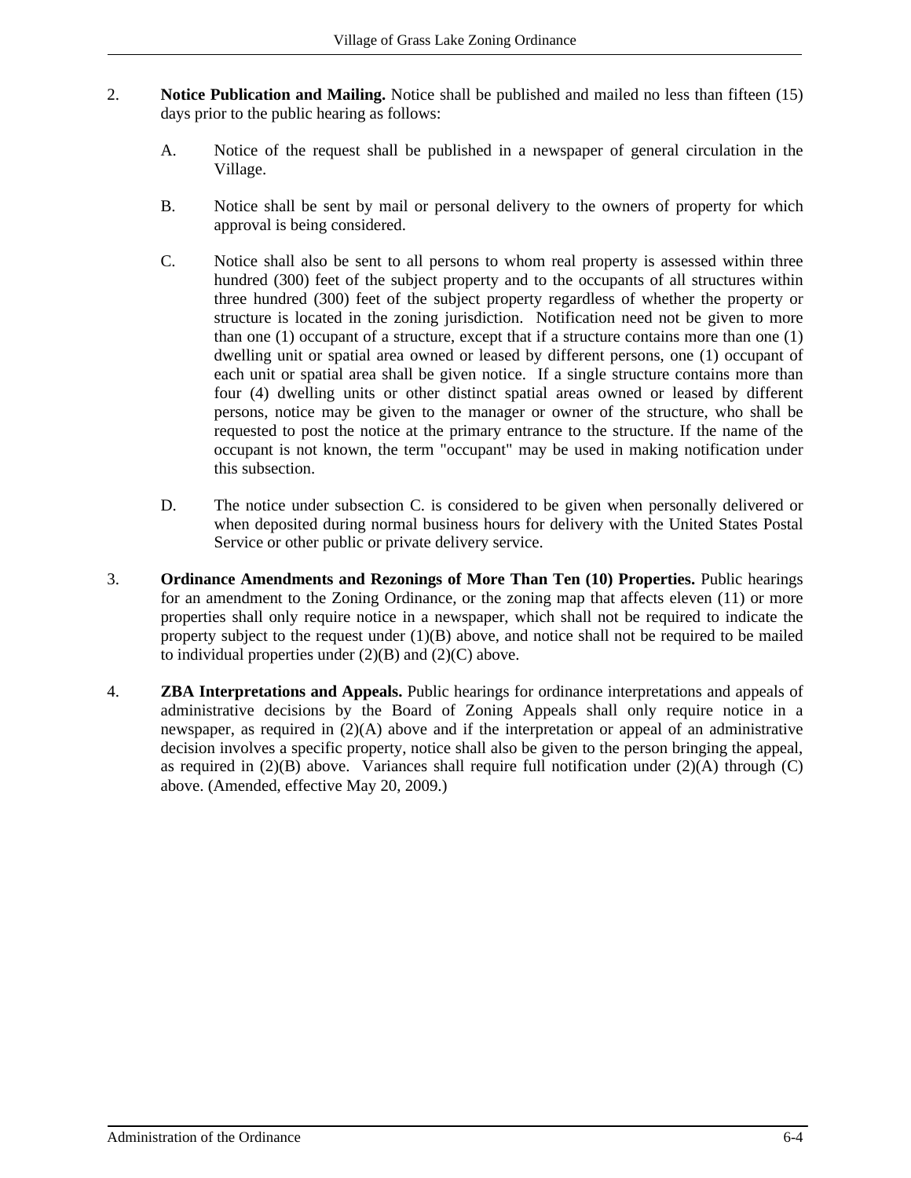2. **Notice Publication and Mailing.** Notice shall be published and mailed no less than fifteen (15) days prior to the public hearing as follows:

   A. Notice of the request shall be published in a newspaper of general circulation in the Village.

   B. Notice shall be sent by mail or personal delivery to the owners of property for which approval is being considered.

   C. Notice shall also be sent to all persons to whom real property is assessed within three hundred (300) feet of the subject property and to the occupants of all structures within three hundred (300) feet of the subject property regardless of whether the property or structure is located in the zoning jurisdiction. Notification need not be given to more than one (1) occupant of a structure, except that if a structure contains more than one (1) dwelling unit or spatial area owned or leased by different persons, one (1) occupant of each unit or spatial area shall be given notice. If a single structure contains more than four (4) dwelling units or other distinct spatial areas owned or leased by different persons, notice may be given to the manager or owner of the structure, who shall be requested to post the notice at the primary entrance to the structure. If the name of the occupant is not known, the term "occupant" may be used in making notification under this subsection.

   D. The notice under subsection C. is considered to be given when personally delivered or when deposited during normal business hours for delivery with the United States Postal Service or other public or private delivery service.

3. **Ordinance Amendments and Rezonings of More Than Ten (10) Properties.** Public hearings for an amendment to the Zoning Ordinance, or the zoning map that affects eleven (11) or more properties shall only require notice in a newspaper, which shall not be required to indicate the property subject to the request under (1)(B) above, and notice shall not be required to be mailed to individual properties under (2)(B) and (2)(C) above.

4. **ZBA Interpretations and Appeals.** Public hearings for ordinance interpretations and appeals of administrative decisions by the Board of Zoning Appeals shall only require notice in a newspaper, as required in (2)(A) above and if the interpretation or appeal of an administrative decision involves a specific property, notice shall also be given to the person bringing the appeal, as required in (2)(B) above. Variances shall require full notification under (2)(A) through (C) above. (Amended, effective May 20, 2009.)